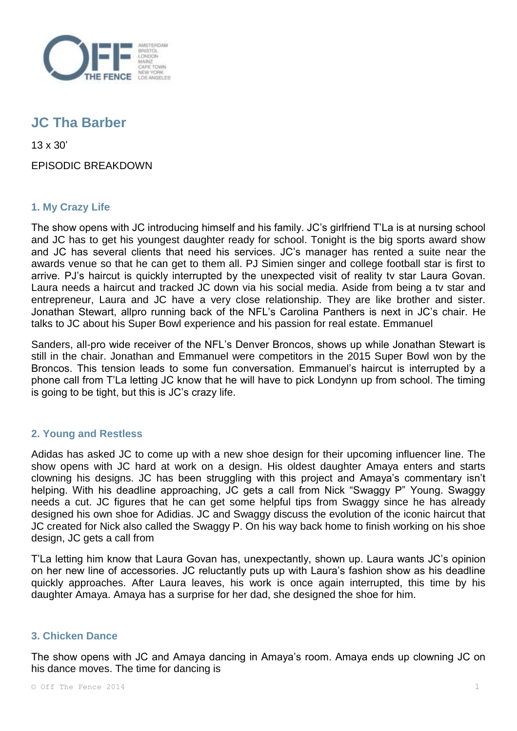# JC Tha Barber

13 x 30'

EPISODIC BREAKDOWN

## 1. My Crazy Life

The show opens with JC introducing himself and his family. JC's girlfriend T'La is at nursing school and JC has to get his youngest daughter ready for school. Tonight is the big sports award show and JC has several clients that need his services. JC's manager has rented a suite near the awards venue so that he can get to them all. PJ Simien singer and college football star is first to arrive. PJ's haircut is quickly interrupted by the unexpected visit of reality tv star Laura Govan. Laura needs a haircut and tracked JC down via his social media. Aside from being a tv star and entrepreneur, Laura and JC have a very close relationship. They are like brother and sister. Jonathan Stewart, allpro running back of the NFL's Carolina Panthers is next in JC's chair. He talks to JC about his Super Bowl experience and his passion for real estate. Emmanuel

Sanders, all-pro wide receiver of the NFL's Denver Broncos, shows up while Jonathan Stewart is still in the chair. Jonathan and Emmanuel were competitors in the 2015 Super Bowl won by the Broncos. This tension leads to some fun conversation. Emmanuel's haircut is interrupted by a phone call from T'La letting JC know that he will have to pick Londynn up from school. The timing is going to be tight, but this is JC's crazy life.

## 2. Young and Restless

Adidas has asked JC to come up with a new shoe design for their upcoming influencer line. The show opens with JC hard at work on a design. His oldest daughter Amaya enters and starts clowning his designs. JC has been struggling with this project and Amaya's commentary isn't helping. With his deadline approaching, JC gets a call from Nick "Swaggy P" Young. Swaggy needs a cut. JC figures that he can get some helpful tips from Swaggy since he has already designed his own shoe for Adidias. JC and Swaggy discuss the evolution of the iconic haircut that JC created for Nick also called the Swaggy P. On his way back home to finish working on his shoe design, JC gets a call from

T'La letting him know that Laura Govan has, unexpectantly, shown up. Laura wants JC's opinion on her new line of accessories. JC reluctantly puts up with Laura's fashion show as his deadline quickly approaches. After Laura leaves, his work is once again interrupted, this time by his daughter Amaya. Amaya has a surprise for her dad, she designed the shoe for him.

## 3. Chicken Dance

The show opens with JC and Amaya dancing in Amaya's room. Amaya ends up clowning JC on his dance moves. The time for dancing is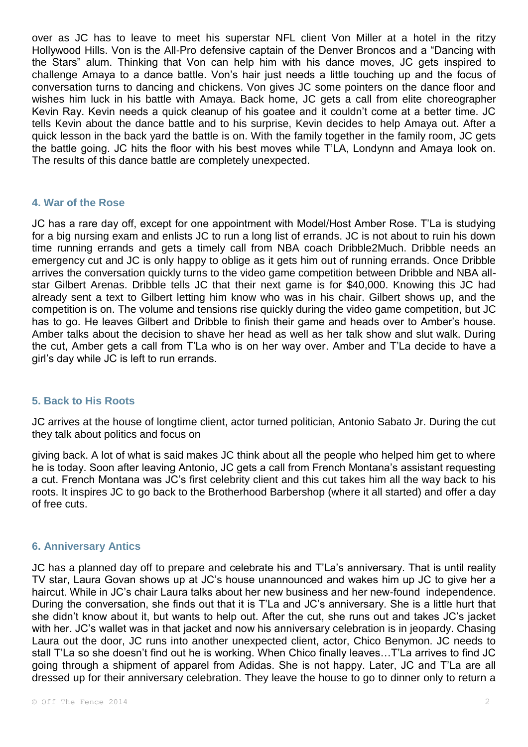over as JC has to leave to meet his superstar NFL client Von Miller at a hotel in the ritzy Hollywood Hills. Von is the All-Pro defensive captain of the Denver Broncos and a "Dancing with the Stars" alum. Thinking that Von can help him with his dance moves, JC gets inspired to challenge Amaya to a dance battle. Von's hair just needs a little touching up and the focus of conversation turns to dancing and chickens. Von gives JC some pointers on the dance floor and wishes him luck in his battle with Amaya. Back home, JC gets a call from elite choreographer Kevin Ray. Kevin needs a quick cleanup of his goatee and it couldn't come at a better time. JC tells Kevin about the dance battle and to his surprise, Kevin decides to help Amaya out. After a quick lesson in the back yard the battle is on. With the family together in the family room, JC gets the battle going. JC hits the floor with his best moves while T'LA, Londynn and Amaya look on. The results of this dance battle are completely unexpected.

### 4. War of the Rose

JC has a rare day off, except for one appointment with Model/Host Amber Rose. T'La is studying for a big nursing exam and enlists JC to run a long list of errands. JC is not about to ruin his down time running errands and gets a timely call from NBA coach Dribble2Much. Dribble needs an emergency cut and JC is only happy to oblige as it gets him out of running errands. Once Dribble arrives the conversation quickly turns to the video game competition between Dribble and NBA all-star Gilbert Arenas. Dribble tells JC that their next game is for $40,000. Knowing this JC had already sent a text to Gilbert letting him know who was in his chair. Gilbert shows up, and the competition is on. The volume and tensions rise quickly during the video game competition, but JC has to go. He leaves Gilbert and Dribble to finish their game and heads over to Amber's house. Amber talks about the decision to shave her head as well as her talk show and slut walk. During the cut, Amber gets a call from T'La who is on her way over. Amber and T'La decide to have a girl's day while JC is left to run errands.

### 5. Back to His Roots

JC arrives at the house of longtime client, actor turned politician, Antonio Sabato Jr. During the cut they talk about politics and focus on

giving back. A lot of what is said makes JC think about all the people who helped him get to where he is today. Soon after leaving Antonio, JC gets a call from French Montana's assistant requesting a cut. French Montana was JC's first celebrity client and this cut takes him all the way back to his roots. It inspires JC to go back to the Brotherhood Barbershop (where it all started) and offer a day of free cuts.

### 6. Anniversary Antics

JC has a planned day off to prepare and celebrate his and T'La's anniversary. That is until reality TV star, Laura Govan shows up at JC's house unannounced and wakes him up JC to give her a haircut. While in JC's chair Laura talks about her new business and her new-found independence. During the conversation, she finds out that it is T'La and JC's anniversary. She is a little hurt that she didn't know about it, but wants to help out. After the cut, she runs out and takes JC's jacket with her. JC's wallet was in that jacket and now his anniversary celebration is in jeopardy. Chasing Laura out the door, JC runs into another unexpected client, actor, Chico Benymon. JC needs to stall T'La so she doesn't find out he is working. When Chico finally leaves…T'La arrives to find JC going through a shipment of apparel from Adidas. She is not happy. Later, JC and T'La are all dressed up for their anniversary celebration. They leave the house to go to dinner only to return a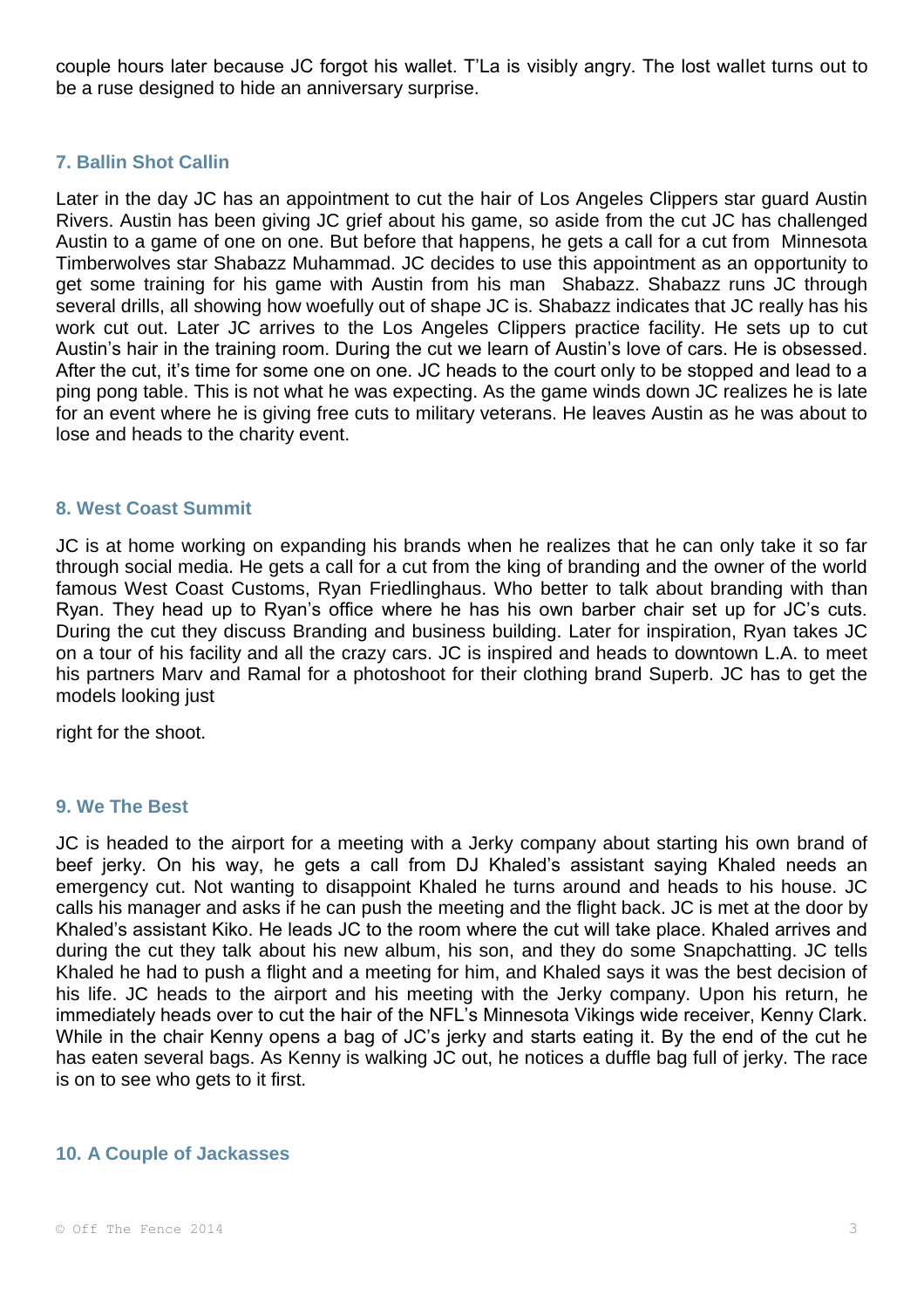couple hours later because JC forgot his wallet. T'La is visibly angry. The lost wallet turns out to be a ruse designed to hide an anniversary surprise.

### 7. Ballin Shot Callin

Later in the day JC has an appointment to cut the hair of Los Angeles Clippers star guard Austin Rivers. Austin has been giving JC grief about his game, so aside from the cut JC has challenged Austin to a game of one on one. But before that happens, he gets a call for a cut from Minnesota Timberwolves star Shabazz Muhammad. JC decides to use this appointment as an opportunity to get some training for his game with Austin from his man Shabazz. Shabazz runs JC through several drills, all showing how woefully out of shape JC is. Shabazz indicates that JC really has his work cut out. Later JC arrives to the Los Angeles Clippers practice facility. He sets up to cut Austin's hair in the training room. During the cut we learn of Austin's love of cars. He is obsessed. After the cut, it's time for some one on one. JC heads to the court only to be stopped and lead to a ping pong table. This is not what he was expecting. As the game winds down JC realizes he is late for an event where he is giving free cuts to military veterans. He leaves Austin as he was about to lose and heads to the charity event.

### 8. West Coast Summit

JC is at home working on expanding his brands when he realizes that he can only take it so far through social media. He gets a call for a cut from the king of branding and the owner of the world famous West Coast Customs, Ryan Friedlinghaus. Who better to talk about branding with than Ryan. They head up to Ryan's office where he has his own barber chair set up for JC's cuts. During the cut they discuss Branding and business building. Later for inspiration, Ryan takes JC on a tour of his facility and all the crazy cars. JC is inspired and heads to downtown L.A. to meet his partners Marv and Ramal for a photoshoot for their clothing brand Superb. JC has to get the models looking just

right for the shoot.

### 9. We The Best

JC is headed to the airport for a meeting with a Jerky company about starting his own brand of beef jerky. On his way, he gets a call from DJ Khaled's assistant saying Khaled needs an emergency cut. Not wanting to disappoint Khaled he turns around and heads to his house. JC calls his manager and asks if he can push the meeting and the flight back. JC is met at the door by Khaled's assistant Kiko. He leads JC to the room where the cut will take place. Khaled arrives and during the cut they talk about his new album, his son, and they do some Snapchatting. JC tells Khaled he had to push a flight and a meeting for him, and Khaled says it was the best decision of his life. JC heads to the airport and his meeting with the Jerky company. Upon his return, he immediately heads over to cut the hair of the NFL's Minnesota Vikings wide receiver, Kenny Clark. While in the chair Kenny opens a bag of JC's jerky and starts eating it. By the end of the cut he has eaten several bags. As Kenny is walking JC out, he notices a duffle bag full of jerky. The race is on to see who gets to it first.

### 10. A Couple of Jackasses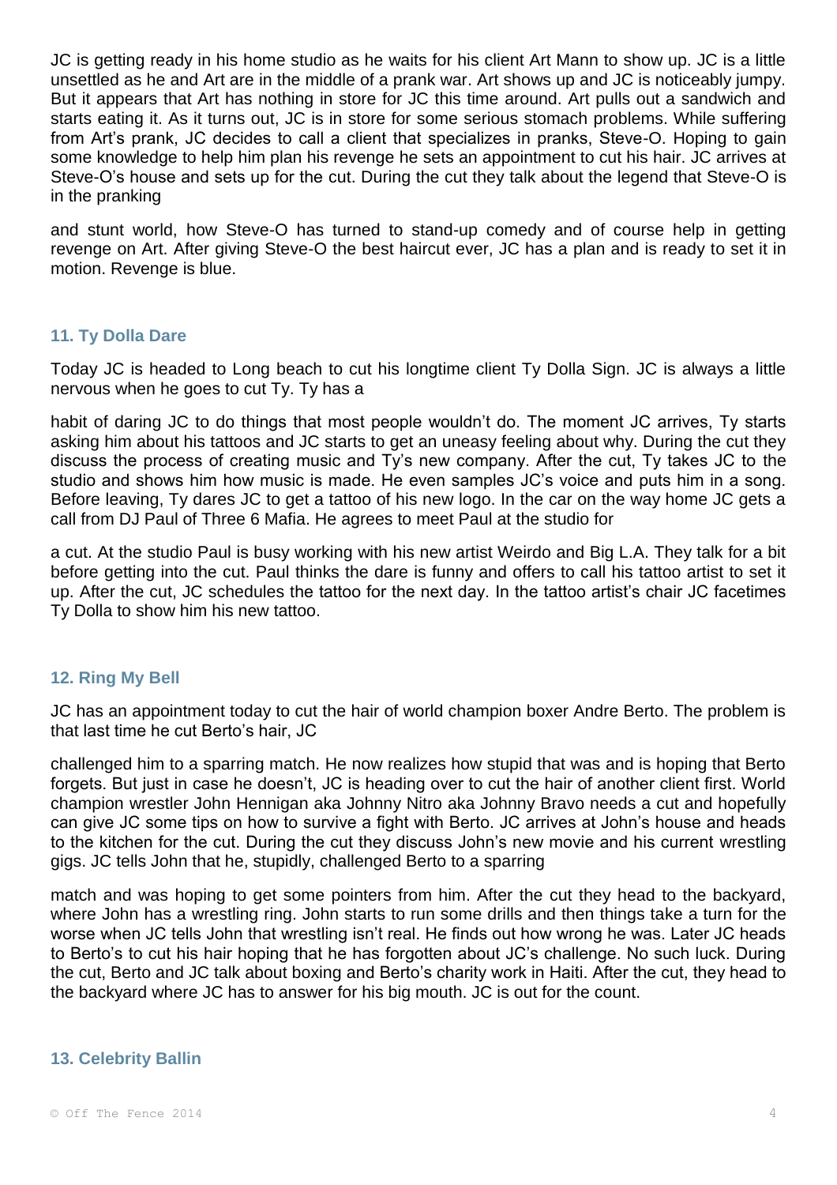JC is getting ready in his home studio as he waits for his client Art Mann to show up. JC is a little unsettled as he and Art are in the middle of a prank war. Art shows up and JC is noticeably jumpy. But it appears that Art has nothing in store for JC this time around. Art pulls out a sandwich and starts eating it. As it turns out, JC is in store for some serious stomach problems. While suffering from Art's prank, JC decides to call a client that specializes in pranks, Steve-O. Hoping to gain some knowledge to help him plan his revenge he sets an appointment to cut his hair. JC arrives at Steve-O's house and sets up for the cut. During the cut they talk about the legend that Steve-O is in the pranking and stunt world, how Steve-O has turned to stand-up comedy and of course help in getting revenge on Art. After giving Steve-O the best haircut ever, JC has a plan and is ready to set it in motion. Revenge is blue.

### 11. Ty Dolla Dare

Today JC is headed to Long beach to cut his longtime client Ty Dolla Sign. JC is always a little nervous when he goes to cut Ty. Ty has a habit of daring JC to do things that most people wouldn't do. The moment JC arrives, Ty starts asking him about his tattoos and JC starts to get an uneasy feeling about why. During the cut they discuss the process of creating music and Ty's new company. After the cut, Ty takes JC to the studio and shows him how music is made. He even samples JC's voice and puts him in a song. Before leaving, Ty dares JC to get a tattoo of his new logo. In the car on the way home JC gets a call from DJ Paul of Three 6 Mafia. He agrees to meet Paul at the studio for a cut. At the studio Paul is busy working with his new artist Weirdo and Big L.A. They talk for a bit before getting into the cut. Paul thinks the dare is funny and offers to call his tattoo artist to set it up. After the cut, JC schedules the tattoo for the next day. In the tattoo artist's chair JC facetimes Ty Dolla to show him his new tattoo.

### 12. Ring My Bell

JC has an appointment today to cut the hair of world champion boxer Andre Berto. The problem is that last time he cut Berto's hair, JC challenged him to a sparring match. He now realizes how stupid that was and is hoping that Berto forgets. But just in case he doesn't, JC is heading over to cut the hair of another client first. World champion wrestler John Hennigan aka Johnny Nitro aka Johnny Bravo needs a cut and hopefully can give JC some tips on how to survive a fight with Berto. JC arrives at John's house and heads to the kitchen for the cut. During the cut they discuss John's new movie and his current wrestling gigs. JC tells John that he, stupidly, challenged Berto to a sparring match and was hoping to get some pointers from him. After the cut they head to the backyard, where John has a wrestling ring. John starts to run some drills and then things take a turn for the worse when JC tells John that wrestling isn't real. He finds out how wrong he was. Later JC heads to Berto's to cut his hair hoping that he has forgotten about JC's challenge. No such luck. During the cut, Berto and JC talk about boxing and Berto's charity work in Haiti. After the cut, they head to the backyard where JC has to answer for his big mouth. JC is out for the count.

### 13. Celebrity Ballin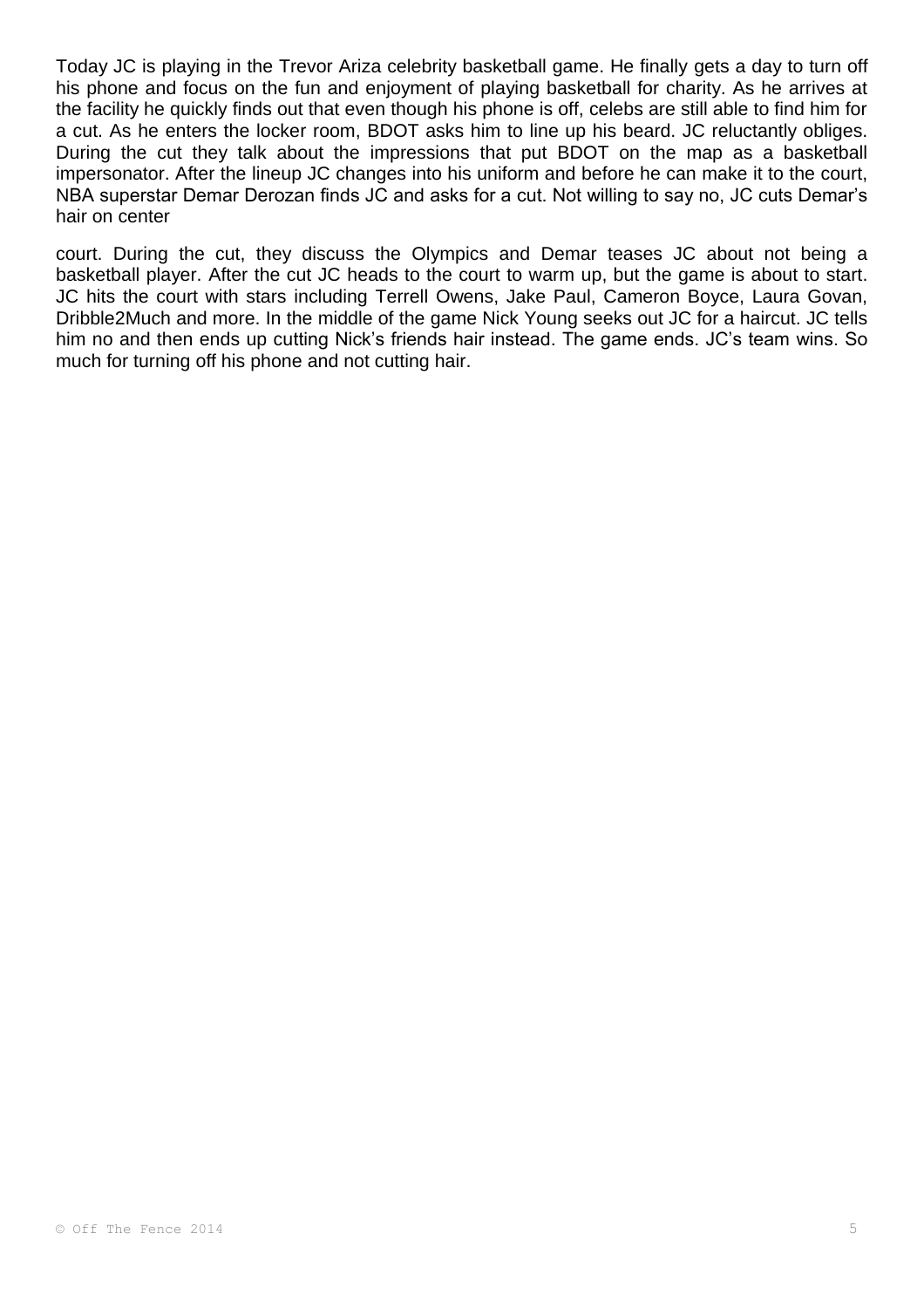Today JC is playing in the Trevor Ariza celebrity basketball game. He finally gets a day to turn off his phone and focus on the fun and enjoyment of playing basketball for charity. As he arrives at the facility he quickly finds out that even though his phone is off, celebs are still able to find him for a cut. As he enters the locker room, BDOT asks him to line up his beard. JC reluctantly obliges. During the cut they talk about the impressions that put BDOT on the map as a basketball impersonator. After the lineup JC changes into his uniform and before he can make it to the court, NBA superstar Demar Derozan finds JC and asks for a cut. Not willing to say no, JC cuts Demar's hair on center

court. During the cut, they discuss the Olympics and Demar teases JC about not being a basketball player. After the cut JC heads to the court to warm up, but the game is about to start. JC hits the court with stars including Terrell Owens, Jake Paul, Cameron Boyce, Laura Govan, Dribble2Much and more. In the middle of the game Nick Young seeks out JC for a haircut. JC tells him no and then ends up cutting Nick's friends hair instead. The game ends. JC's team wins. So much for turning off his phone and not cutting hair.

© Off The Fence 2014